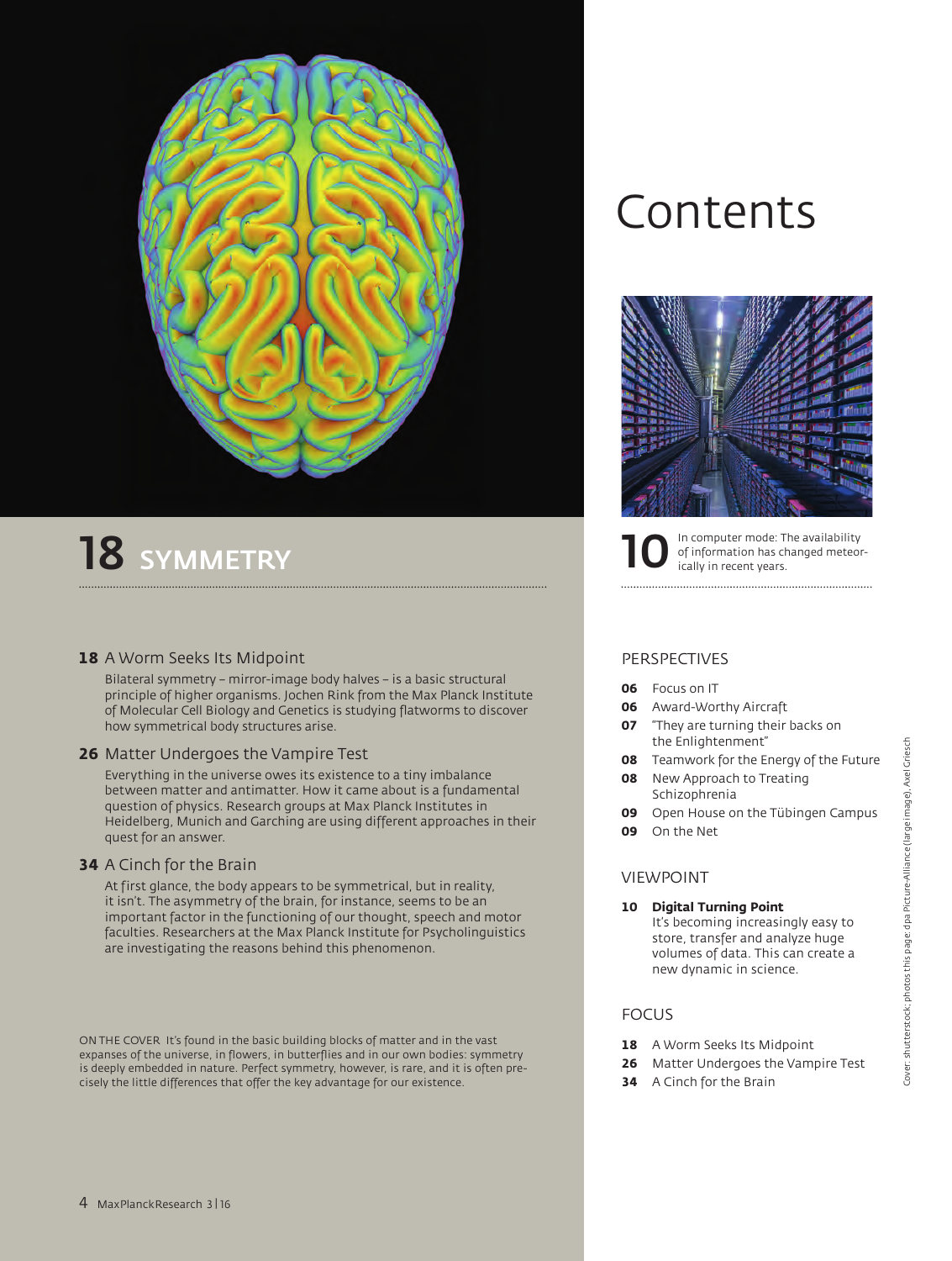# Contents

10 In computer mode: The availability of information has changed meteorically in recent years.

## 18 SYMMETRY

**18** A Worm Seeks Its Midpoint

Bilateral symmetry – mirror-image body halves – is a basic structural principle of higher organisms. Jochen Rink from the Max Planck Institute of Molecular Cell Biology and Genetics is studying flatworms to discover how symmetrical body structures arise.

**26** Matter Undergoes the Vampire Test

Everything in the universe owes its existence to a tiny imbalance between matter and antimatter. How it came about is a fundamental question of physics. Research groups at Max Planck Institutes in Heidelberg, Munich and Garching are using different approaches in their quest for an answer.

**34** A Cinch for the Brain

At first glance, the body appears to be symmetrical, but in reality, it isn't. The asymmetry of the brain, for instance, seems to be an important factor in the functioning of our thought, speech and motor faculties. Researchers at the Max Planck Institute for Psycholinguistics are investigating the reasons behind this phenomenon.

ON THE COVER It's found in the basic building blocks of matter and in the vast expanses of the universe, in flowers, in butterflies and in our own bodies: symmetry is deeply embedded in nature. Perfect symmetry, however, is rare, and it is often precisely the little differences that offer the key advantage for our existence.

## PERSPECTIVES

- **06** Focus on IT
- **06** Award-Worthy Aircraft
- **07** "They are turning their backs on the Enlightenment"
- **08** Teamwork for the Energy of the Future
- **08** New Approach to Treating Schizophrenia
- **09** Open House on the Tübingen Campus
- **09** On the Net

## VIEWPOINT

**10** **Digital Turning Point**
It's becoming increasingly easy to store, transfer and analyze huge volumes of data. This can create a new dynamic in science.

## FOCUS

- **18** A Worm Seeks Its Midpoint
- **26** Matter Undergoes the Vampire Test
- **34** A Cinch for the Brain

Cover: shutterstock; photos this page: dpa Picture-Alliance (large image), Axel Griesch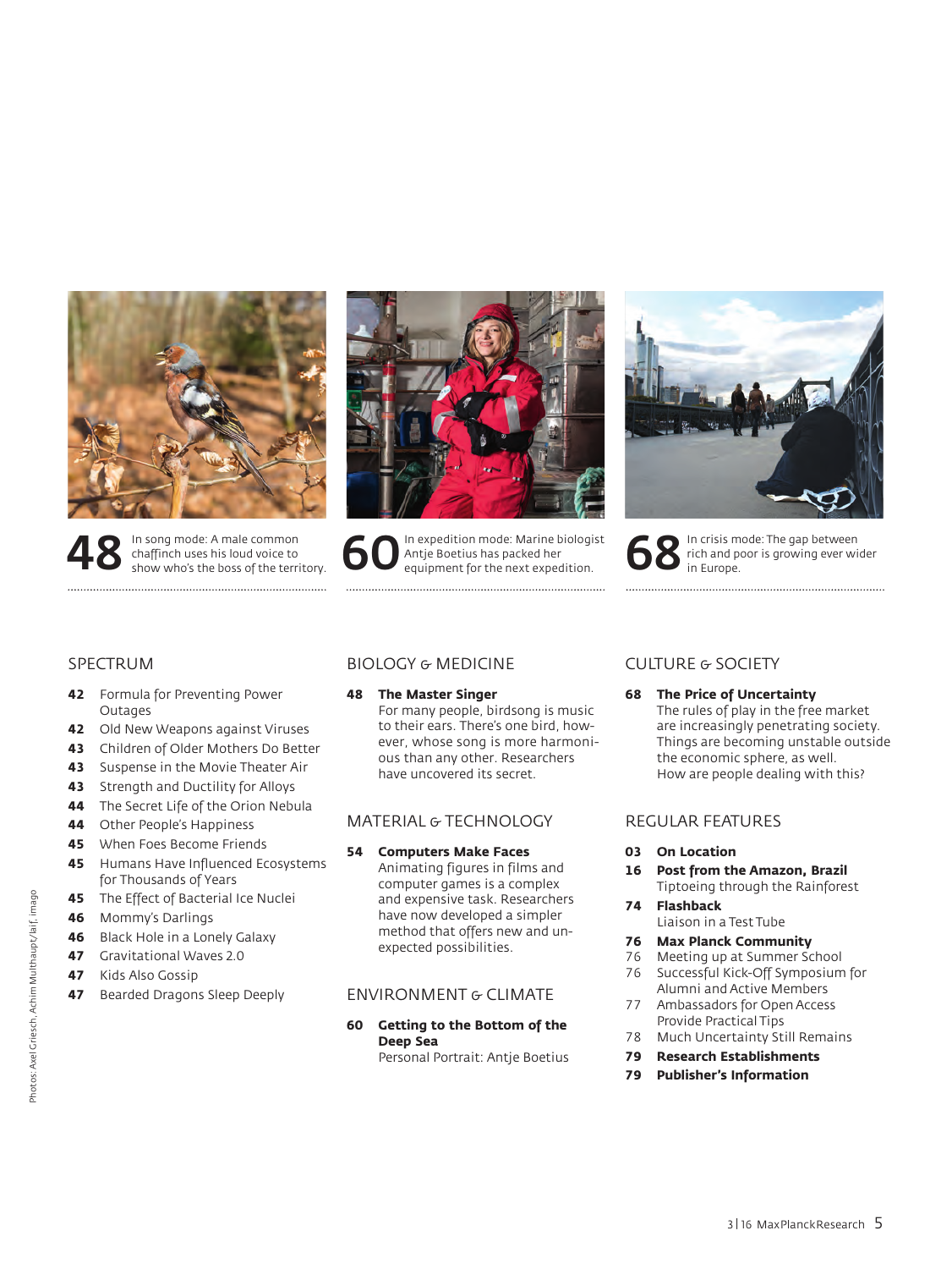**48** In song mode: A male common chaffinch uses his loud voice to show who's the boss of the territory.

**60** In expedition mode: Marine biologist Antje Boetius has packed her equipment for the next expedition.

**68** In crisis mode: The gap between rich and poor is growing ever wider in Europe.

## SPECTRUM

- **42** Formula for Preventing Power Outages
- **42** Old New Weapons against Viruses
- **43** Children of Older Mothers Do Better
- **43** Suspense in the Movie Theater Air
- **43** Strength and Ductility for Alloys
- **44** The Secret Life of the Orion Nebula
- **44** Other People's Happiness
- **45** When Foes Become Friends
- **45** Humans Have Influenced Ecosystems for Thousands of Years
- **45** The Effect of Bacterial Ice Nuclei
- **46** Mommy's Darlings
- **46** Black Hole in a Lonely Galaxy
- **47** Gravitational Waves 2.0
- **47** Kids Also Gossip
- **47** Bearded Dragons Sleep Deeply

## BIOLOGY & MEDICINE

**48 The Master Singer**
For many people, birdsong is music to their ears. There's one bird, however, whose song is more harmonious than any other. Researchers have uncovered its secret.

## MATERIAL & TECHNOLOGY

**54 Computers Make Faces**
Animating figures in films and computer games is a complex and expensive task. Researchers have now developed a simpler method that offers new and unexpected possibilities.

## ENVIRONMENT & CLIMATE

**60 Getting to the Bottom of the Deep Sea**
Personal Portrait: Antje Boetius

## CULTURE & SOCIETY

**68 The Price of Uncertainty**
The rules of play in the free market are increasingly penetrating society. Things are becoming unstable outside the economic sphere, as well. How are people dealing with this?

## REGULAR FEATURES

- **03 On Location**
- **16 Post from the Amazon, Brazil**
  Tiptoeing through the Rainforest
- **74 Flashback**
  Liaison in a Test Tube
- **76 Max Planck Community**
  - 76 Meeting up at Summer School
  - 76 Successful Kick-Off Symposium for Alumni and Active Members
  - 77 Ambassadors for Open Access Provide Practical Tips
  - 78 Much Uncertainty Still Remains
- **79 Research Establishments**
- **79 Publisher's Information**

Photos: Axel Griesch, Achim Multhaupt/laif, imago